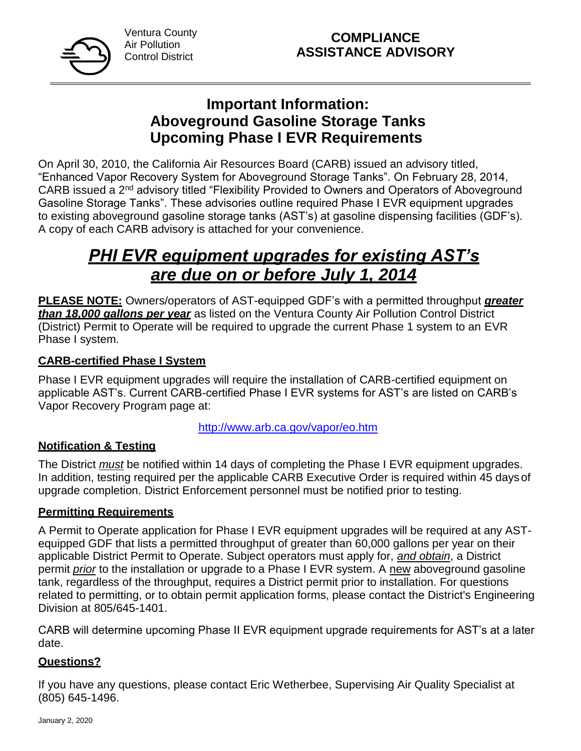Ventura County
Air Pollution
Control District

**COMPLIANCE ASSISTANCE ADVISORY**

---

# Important Information: Aboveground Gasoline Storage Tanks Upcoming Phase I EVR Requirements

On April 30, 2010, the California Air Resources Board (CARB) issued an advisory titled, "Enhanced Vapor Recovery System for Aboveground Storage Tanks". On February 28, 2014, CARB issued a 2nd advisory titled "Flexibility Provided to Owners and Operators of Aboveground Gasoline Storage Tanks". These advisories outline required Phase I EVR equipment upgrades to existing aboveground gasoline storage tanks (AST's) at gasoline dispensing facilities (GDF's). A copy of each CARB advisory is attached for your convenience.

## ***PHI EVR equipment upgrades for existing AST's are due on or before July 1, 2014***

**PLEASE NOTE:** Owners/operators of AST-equipped GDF's with a permitted throughput ***greater than 18,000 gallons per year*** as listed on the Ventura County Air Pollution Control District (District) Permit to Operate will be required to upgrade the current Phase 1 system to an EVR Phase I system.

### CARB-certified Phase I System

Phase I EVR equipment upgrades will require the installation of CARB-certified equipment on applicable AST's. Current CARB-certified Phase I EVR systems for AST's are listed on CARB's Vapor Recovery Program page at:

http://www.arb.ca.gov/vapor/eo.htm

### Notification & Testing

The District *must* be notified within 14 days of completing the Phase I EVR equipment upgrades. In addition, testing required per the applicable CARB Executive Order is required within 45 days of upgrade completion. District Enforcement personnel must be notified prior to testing.

### Permitting Requirements

A Permit to Operate application for Phase I EVR equipment upgrades will be required at any AST-equipped GDF that lists a permitted throughput of greater than 60,000 gallons per year on their applicable District Permit to Operate. Subject operators must apply for, *and obtain*, a District permit *prior* to the installation or upgrade to a Phase I EVR system. A new aboveground gasoline tank, regardless of the throughput, requires a District permit prior to installation. For questions related to permitting, or to obtain permit application forms, please contact the District's Engineering Division at 805/645-1401.

CARB will determine upcoming Phase II EVR equipment upgrade requirements for AST's at a later date.

### Questions?

If you have any questions, please contact Eric Wetherbee, Supervising Air Quality Specialist at (805) 645-1496.

January 2, 2020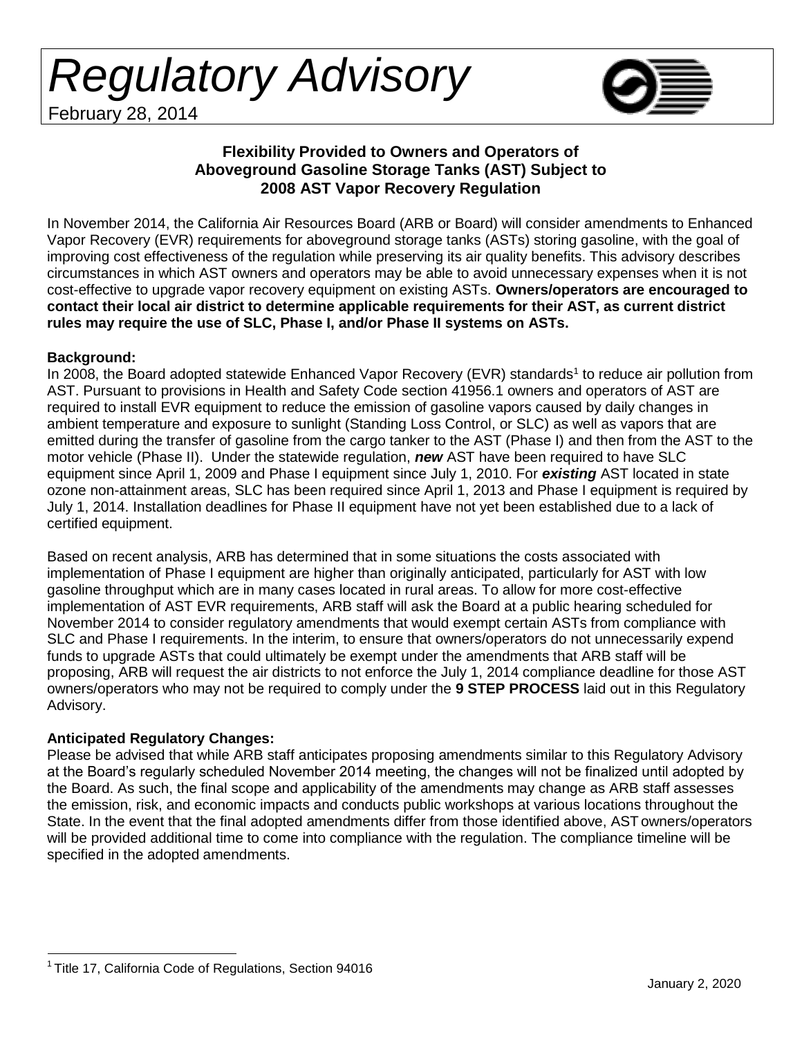# *Regulatory Advisory*

February 28, 2014

**Flexibility Provided to Owners and Operators of Aboveground Gasoline Storage Tanks (AST) Subject to 2008 AST Vapor Recovery Regulation**

In November 2014, the California Air Resources Board (ARB or Board) will consider amendments to Enhanced Vapor Recovery (EVR) requirements for aboveground storage tanks (ASTs) storing gasoline, with the goal of improving cost effectiveness of the regulation while preserving its air quality benefits. This advisory describes circumstances in which AST owners and operators may be able to avoid unnecessary expenses when it is not cost-effective to upgrade vapor recovery equipment on existing ASTs. **Owners/operators are encouraged to contact their local air district to determine applicable requirements for their AST, as current district rules may require the use of SLC, Phase I, and/or Phase II systems on ASTs.**

**Background:**

In 2008, the Board adopted statewide Enhanced Vapor Recovery (EVR) standards[1] to reduce air pollution from AST. Pursuant to provisions in Health and Safety Code section 41956.1 owners and operators of AST are required to install EVR equipment to reduce the emission of gasoline vapors caused by daily changes in ambient temperature and exposure to sunlight (Standing Loss Control, or SLC) as well as vapors that are emitted during the transfer of gasoline from the cargo tanker to the AST (Phase I) and then from the AST to the motor vehicle (Phase II). Under the statewide regulation, ***new*** AST have been required to have SLC equipment since April 1, 2009 and Phase I equipment since July 1, 2010. For ***existing*** AST located in state ozone non-attainment areas, SLC has been required since April 1, 2013 and Phase I equipment is required by July 1, 2014. Installation deadlines for Phase II equipment have not yet been established due to a lack of certified equipment.

Based on recent analysis, ARB has determined that in some situations the costs associated with implementation of Phase I equipment are higher than originally anticipated, particularly for AST with low gasoline throughput which are in many cases located in rural areas. To allow for more cost-effective implementation of AST EVR requirements, ARB staff will ask the Board at a public hearing scheduled for November 2014 to consider regulatory amendments that would exempt certain ASTs from compliance with SLC and Phase I requirements. In the interim, to ensure that owners/operators do not unnecessarily expend funds to upgrade ASTs that could ultimately be exempt under the amendments that ARB staff will be proposing, ARB will request the air districts to not enforce the July 1, 2014 compliance deadline for those AST owners/operators who may not be required to comply under the **9 STEP PROCESS** laid out in this Regulatory Advisory.

**Anticipated Regulatory Changes:**

Please be advised that while ARB staff anticipates proposing amendments similar to this Regulatory Advisory at the Board's regularly scheduled November 2014 meeting, the changes will not be finalized until adopted by the Board. As such, the final scope and applicability of the amendments may change as ARB staff assesses the emission, risk, and economic impacts and conducts public workshops at various locations throughout the State. In the event that the final adopted amendments differ from those identified above, AST owners/operators will be provided additional time to come into compliance with the regulation. The compliance timeline will be specified in the adopted amendments.

[1] Title 17, California Code of Regulations, Section 94016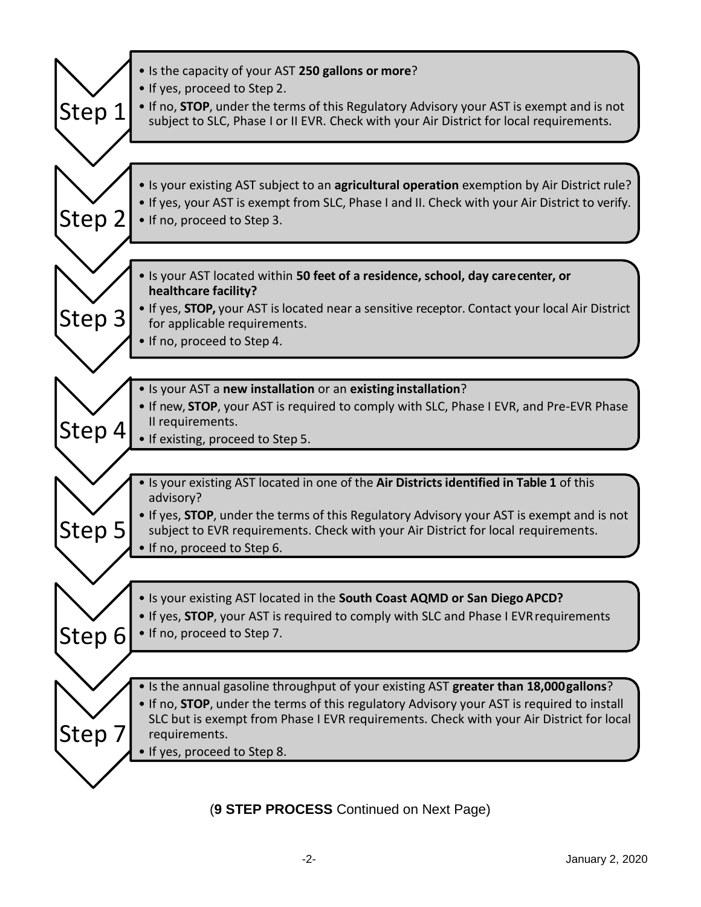**Step 1**

- Is the capacity of your AST **250 gallons or more**?
- If yes, proceed to Step 2.
- If no, **STOP**, under the terms of this Regulatory Advisory your AST is exempt and is not subject to SLC, Phase I or II EVR. Check with your Air District for local requirements.

**Step 2**

- Is your existing AST subject to an **agricultural operation** exemption by Air District rule?
- If yes, your AST is exempt from SLC, Phase I and II. Check with your Air District to verify.
- If no, proceed to Step 3.

**Step 3**

- Is your AST located within **50 feet of a residence, school, day care center, or healthcare facility?**
- If yes, **STOP,** your AST is located near a sensitive receptor. Contact your local Air District for applicable requirements.
- If no, proceed to Step 4.

**Step 4**

- Is your AST a **new installation** or an **existing installation**?
- If new, **STOP**, your AST is required to comply with SLC, Phase I EVR, and Pre-EVR Phase II requirements.
- If existing, proceed to Step 5.

**Step 5**

- Is your existing AST located in one of the **Air Districts identified in Table 1** of this advisory?
- If yes, **STOP**, under the terms of this Regulatory Advisory your AST is exempt and is not subject to EVR requirements. Check with your Air District for local requirements.
- If no, proceed to Step 6.

**Step 6**

- Is your existing AST located in the **South Coast AQMD or San Diego APCD?**
- If yes, **STOP**, your AST is required to comply with SLC and Phase I EVR requirements
- If no, proceed to Step 7.

**Step 7**

- Is the annual gasoline throughput of your existing AST **greater than 18,000 gallons**?
- If no, **STOP**, under the terms of this regulatory Advisory your AST is required to install SLC but is exempt from Phase I EVR requirements. Check with your Air District for local requirements.
- If yes, proceed to Step 8.

(**9 STEP PROCESS** Continued on Next Page)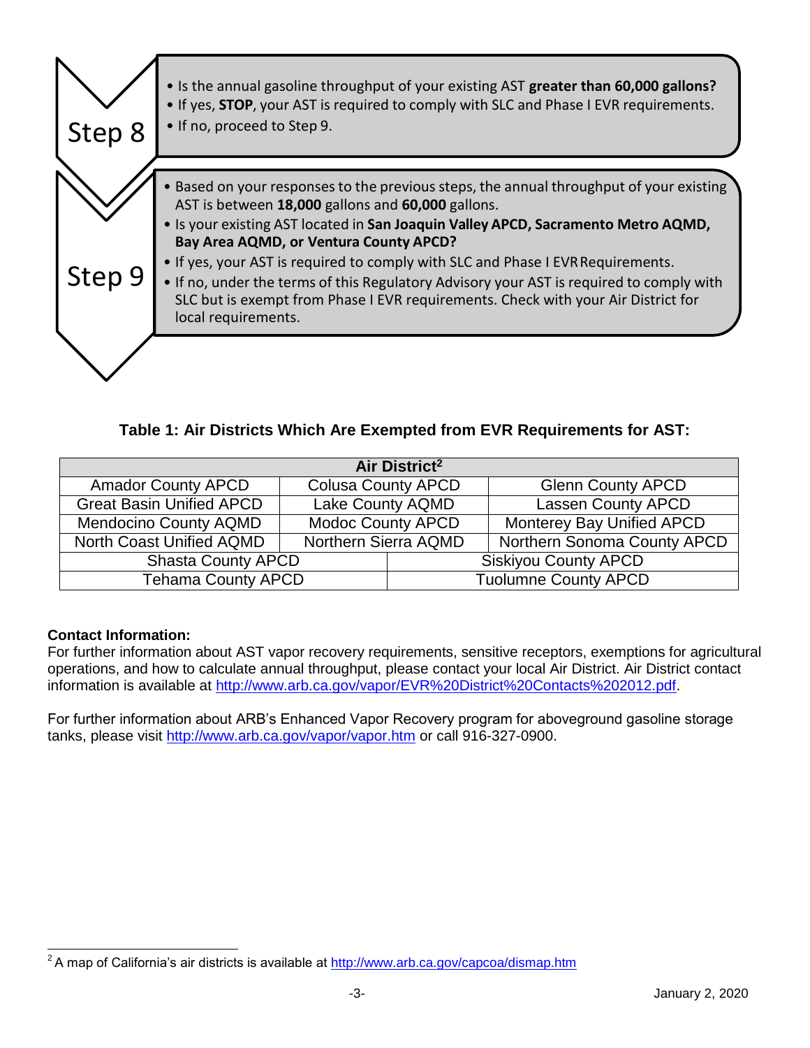**Step 8**

- Is the annual gasoline throughput of your existing AST **greater than 60,000 gallons?**
- If yes, **STOP**, your AST is required to comply with SLC and Phase I EVR requirements.
- If no, proceed to Step 9.

**Step 9**

- Based on your responses to the previous steps, the annual throughput of your existing AST is between **18,000** gallons and **60,000** gallons.
- Is your existing AST located in **San Joaquin Valley APCD, Sacramento Metro AQMD, Bay Area AQMD, or Ventura County APCD?**
- If yes, your AST is required to comply with SLC and Phase I EVR Requirements.
- If no, under the terms of this Regulatory Advisory your AST is required to comply with SLC but is exempt from Phase I EVR requirements. Check with your Air District for local requirements.

### Table 1: Air Districts Which Are Exempted from EVR Requirements for AST:

| Air District[2] | | |
|---|---|---|
| Amador County APCD | Colusa County APCD | Glenn County APCD |
| Great Basin Unified APCD | Lake County AQMD | Lassen County APCD |
| Mendocino County AQMD | Modoc County APCD | Monterey Bay Unified APCD |
| North Coast Unified AQMD | Northern Sierra AQMD | Northern Sonoma County APCD |
| Shasta County APCD | Siskiyou County APCD | |
| Tehama County APCD | Tuolumne County APCD | |

**Contact Information:**

For further information about AST vapor recovery requirements, sensitive receptors, exemptions for agricultural operations, and how to calculate annual throughput, please contact your local Air District. Air District contact information is available at http://www.arb.ca.gov/vapor/EVR%20District%20Contacts%202012.pdf.

For further information about ARB's Enhanced Vapor Recovery program for aboveground gasoline storage tanks, please visit http://www.arb.ca.gov/vapor/vapor.htm or call 916-327-0900.

[2] A map of California's air districts is available at http://www.arb.ca.gov/capcoa/dismap.htm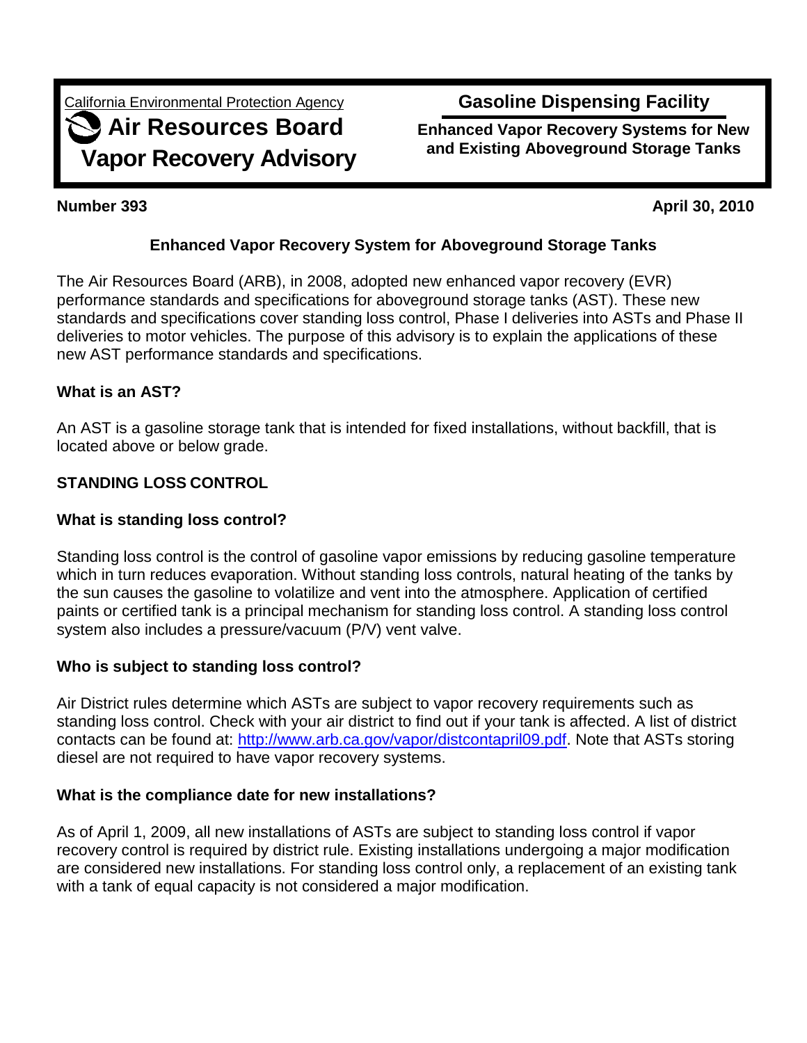California Environmental Protection Agency

# Air Resources Board Vapor Recovery Advisory

## Gasoline Dispensing Facility

**Enhanced Vapor Recovery Systems for New and Existing Aboveground Storage Tanks**

**Number 393** **April 30, 2010**

## Enhanced Vapor Recovery System for Aboveground Storage Tanks

The Air Resources Board (ARB), in 2008, adopted new enhanced vapor recovery (EVR) performance standards and specifications for aboveground storage tanks (AST). These new standards and specifications cover standing loss control, Phase I deliveries into ASTs and Phase II deliveries to motor vehicles. The purpose of this advisory is to explain the applications of these new AST performance standards and specifications.

### What is an AST?

An AST is a gasoline storage tank that is intended for fixed installations, without backfill, that is located above or below grade.

### STANDING LOSS CONTROL

### What is standing loss control?

Standing loss control is the control of gasoline vapor emissions by reducing gasoline temperature which in turn reduces evaporation. Without standing loss controls, natural heating of the tanks by the sun causes the gasoline to volatilize and vent into the atmosphere. Application of certified paints or certified tank is a principal mechanism for standing loss control. A standing loss control system also includes a pressure/vacuum (P/V) vent valve.

### Who is subject to standing loss control?

Air District rules determine which ASTs are subject to vapor recovery requirements such as standing loss control. Check with your air district to find out if your tank is affected. A list of district contacts can be found at: [http://www.arb.ca.gov/vapor/distcontapril09.pdf](http://www.arb.ca.gov/vapor/distcontapril09.pdf). Note that ASTs storing diesel are not required to have vapor recovery systems.

### What is the compliance date for new installations?

As of April 1, 2009, all new installations of ASTs are subject to standing loss control if vapor recovery control is required by district rule. Existing installations undergoing a major modification are considered new installations. For standing loss control only, a replacement of an existing tank with a tank of equal capacity is not considered a major modification.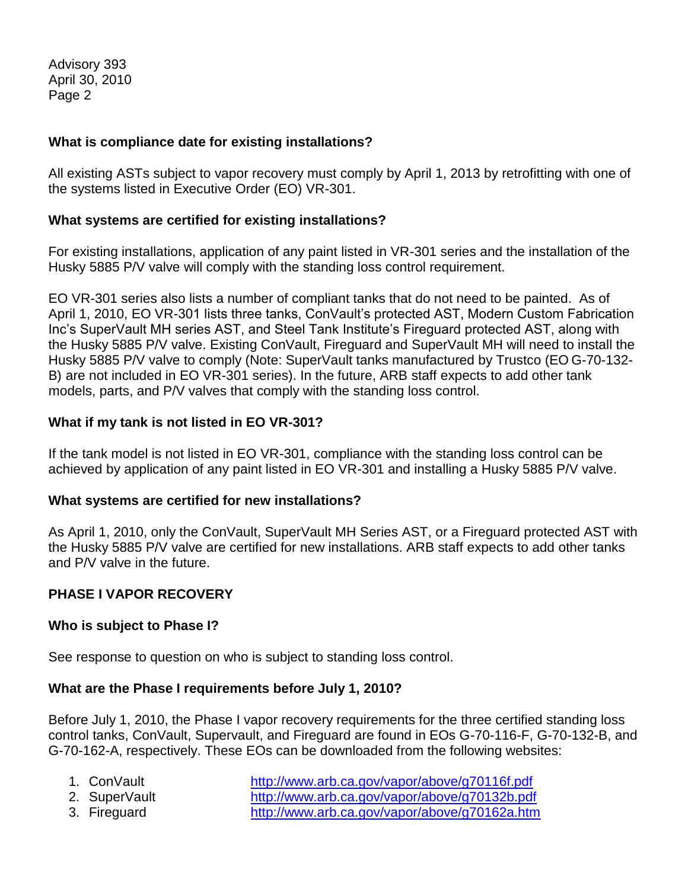**What is compliance date for existing installations?**

All existing ASTs subject to vapor recovery must comply by April 1, 2013 by retrofitting with one of the systems listed in Executive Order (EO) VR-301.

**What systems are certified for existing installations?**

For existing installations, application of any paint listed in VR-301 series and the installation of the Husky 5885 P/V valve will comply with the standing loss control requirement.

EO VR-301 series also lists a number of compliant tanks that do not need to be painted. As of April 1, 2010, EO VR-301 lists three tanks, ConVault's protected AST, Modern Custom Fabrication Inc's SuperVault MH series AST, and Steel Tank Institute's Fireguard protected AST, along with the Husky 5885 P/V valve. Existing ConVault, Fireguard and SuperVault MH will need to install the Husky 5885 P/V valve to comply (Note: SuperVault tanks manufactured by Trustco (EO G-70-132-B) are not included in EO VR-301 series). In the future, ARB staff expects to add other tank models, parts, and P/V valves that comply with the standing loss control.

**What if my tank is not listed in EO VR-301?**

If the tank model is not listed in EO VR-301, compliance with the standing loss control can be achieved by application of any paint listed in EO VR-301 and installing a Husky 5885 P/V valve.

**What systems are certified for new installations?**

As April 1, 2010, only the ConVault, SuperVault MH Series AST, or a Fireguard protected AST with the Husky 5885 P/V valve are certified for new installations. ARB staff expects to add other tanks and P/V valve in the future.

**PHASE I VAPOR RECOVERY**

**Who is subject to Phase I?**

See response to question on who is subject to standing loss control.

**What are the Phase I requirements before July 1, 2010?**

Before July 1, 2010, the Phase I vapor recovery requirements for the three certified standing loss control tanks, ConVault, Supervault, and Fireguard are found in EOs G-70-116-F, G-70-132-B, and G-70-162-A, respectively. These EOs can be downloaded from the following websites:

1. ConVault http://www.arb.ca.gov/vapor/above/g70116f.pdf
2. SuperVault http://www.arb.ca.gov/vapor/above/g70132b.pdf
3. Fireguard http://www.arb.ca.gov/vapor/above/g70162a.htm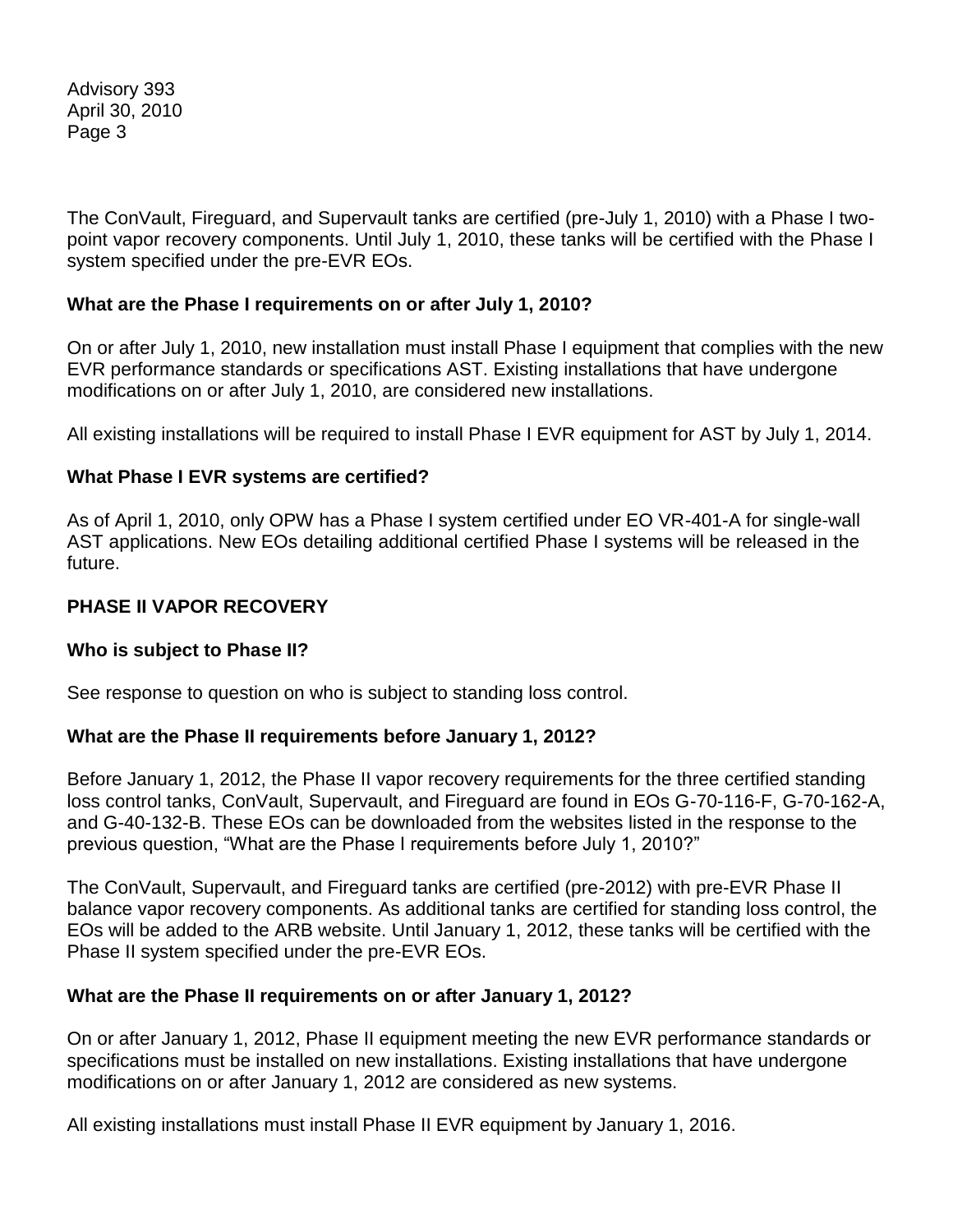The ConVault, Fireguard, and Supervault tanks are certified (pre-July 1, 2010) with a Phase I two-point vapor recovery components. Until July 1, 2010, these tanks will be certified with the Phase I system specified under the pre-EVR EOs.

**What are the Phase I requirements on or after July 1, 2010?**

On or after July 1, 2010, new installation must install Phase I equipment that complies with the new EVR performance standards or specifications AST. Existing installations that have undergone modifications on or after July 1, 2010, are considered new installations.

All existing installations will be required to install Phase I EVR equipment for AST by July 1, 2014.

**What Phase I EVR systems are certified?**

As of April 1, 2010, only OPW has a Phase I system certified under EO VR-401-A for single-wall AST applications. New EOs detailing additional certified Phase I systems will be released in the future.

## PHASE II VAPOR RECOVERY

**Who is subject to Phase II?**

See response to question on who is subject to standing loss control.

**What are the Phase II requirements before January 1, 2012?**

Before January 1, 2012, the Phase II vapor recovery requirements for the three certified standing loss control tanks, ConVault, Supervault, and Fireguard are found in EOs G-70-116-F, G-70-162-A, and G-40-132-B. These EOs can be downloaded from the websites listed in the response to the previous question, "What are the Phase I requirements before July 1, 2010?"

The ConVault, Supervault, and Fireguard tanks are certified (pre-2012) with pre-EVR Phase II balance vapor recovery components. As additional tanks are certified for standing loss control, the EOs will be added to the ARB website. Until January 1, 2012, these tanks will be certified with the Phase II system specified under the pre-EVR EOs.

**What are the Phase II requirements on or after January 1, 2012?**

On or after January 1, 2012, Phase II equipment meeting the new EVR performance standards or specifications must be installed on new installations. Existing installations that have undergone modifications on or after January 1, 2012 are considered as new systems.

All existing installations must install Phase II EVR equipment by January 1, 2016.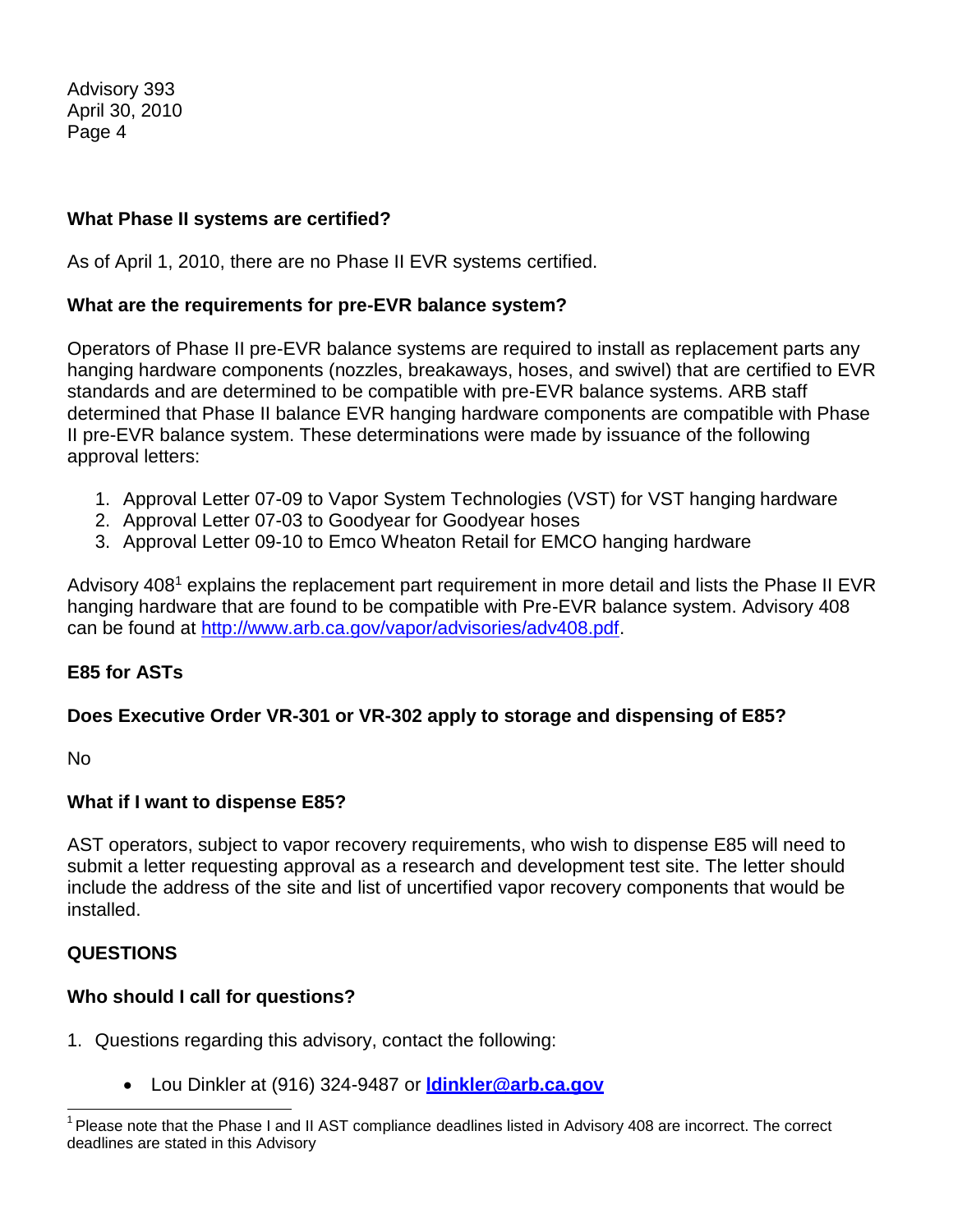**What Phase II systems are certified?**

As of April 1, 2010, there are no Phase II EVR systems certified.

**What are the requirements for pre-EVR balance system?**

Operators of Phase II pre-EVR balance systems are required to install as replacement parts any hanging hardware components (nozzles, breakaways, hoses, and swivel) that are certified to EVR standards and are determined to be compatible with pre-EVR balance systems. ARB staff determined that Phase II balance EVR hanging hardware components are compatible with Phase II pre-EVR balance system. These determinations were made by issuance of the following approval letters:

1. Approval Letter 07-09 to Vapor System Technologies (VST) for VST hanging hardware
2. Approval Letter 07-03 to Goodyear for Goodyear hoses
3. Approval Letter 09-10 to Emco Wheaton Retail for EMCO hanging hardware

Advisory 408[1] explains the replacement part requirement in more detail and lists the Phase II EVR hanging hardware that are found to be compatible with Pre-EVR balance system. Advisory 408 can be found at http://www.arb.ca.gov/vapor/advisories/adv408.pdf.

## E85 for ASTs

**Does Executive Order VR-301 or VR-302 apply to storage and dispensing of E85?**

No

**What if I want to dispense E85?**

AST operators, subject to vapor recovery requirements, who wish to dispense E85 will need to submit a letter requesting approval as a research and development test site. The letter should include the address of the site and list of uncertified vapor recovery components that would be installed.

## QUESTIONS

**Who should I call for questions?**

1. Questions regarding this advisory, contact the following:

   - Lou Dinkler at (916) 324-9487 or **ldinkler@arb.ca.gov**

---

[1] Please note that the Phase I and II AST compliance deadlines listed in Advisory 408 are incorrect. The correct deadlines are stated in this Advisory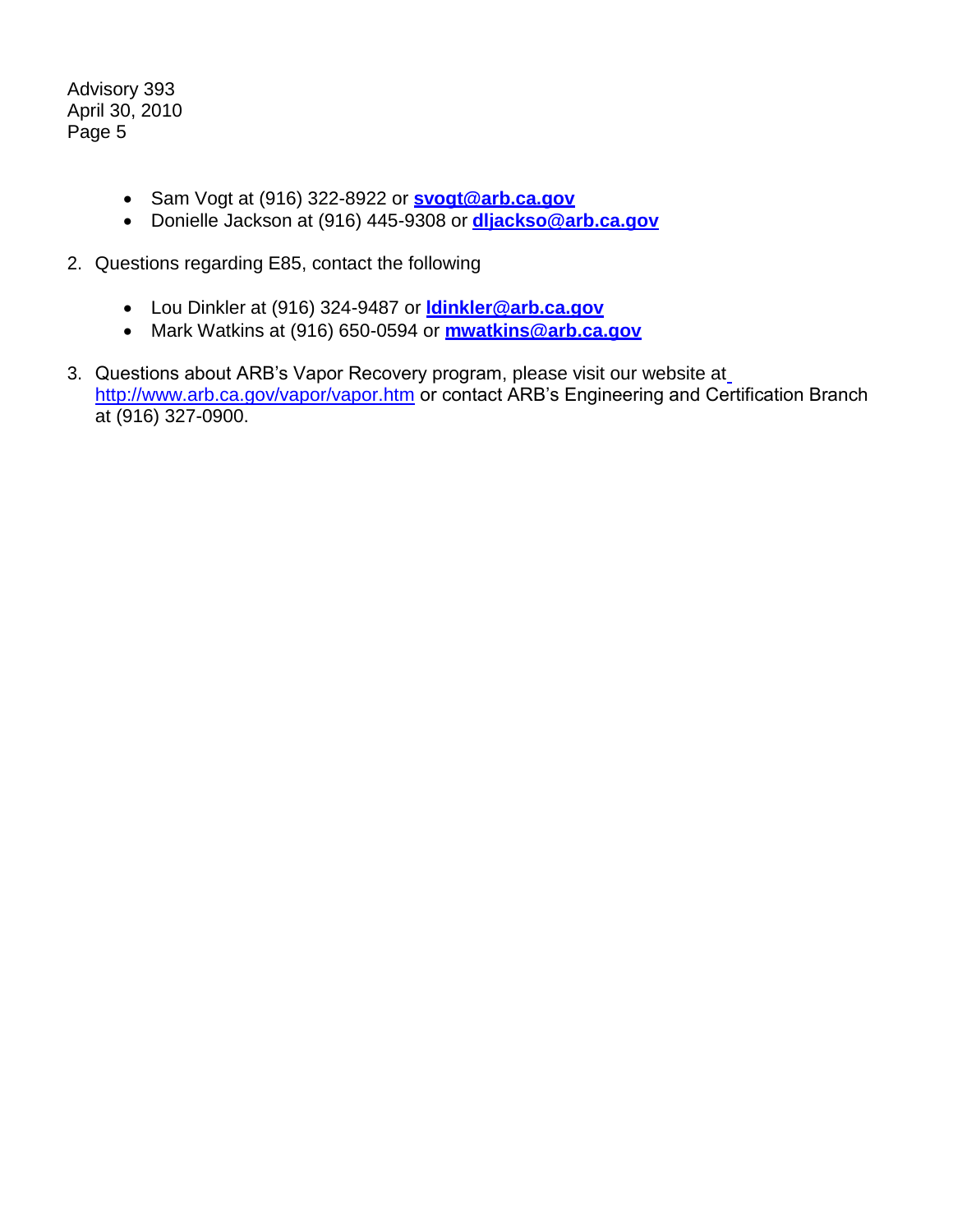- Sam Vogt at (916) 322-8922 or **svogt@arb.ca.gov**
- Donielle Jackson at (916) 445-9308 or **dljackso@arb.ca.gov**

2. Questions regarding E85, contact the following

    - Lou Dinkler at (916) 324-9487 or **ldinkler@arb.ca.gov**
    - Mark Watkins at (916) 650-0594 or **mwatkins@arb.ca.gov**

3. Questions about ARB's Vapor Recovery program, please visit our website at http://www.arb.ca.gov/vapor/vapor.htm or contact ARB's Engineering and Certification Branch at (916) 327-0900.